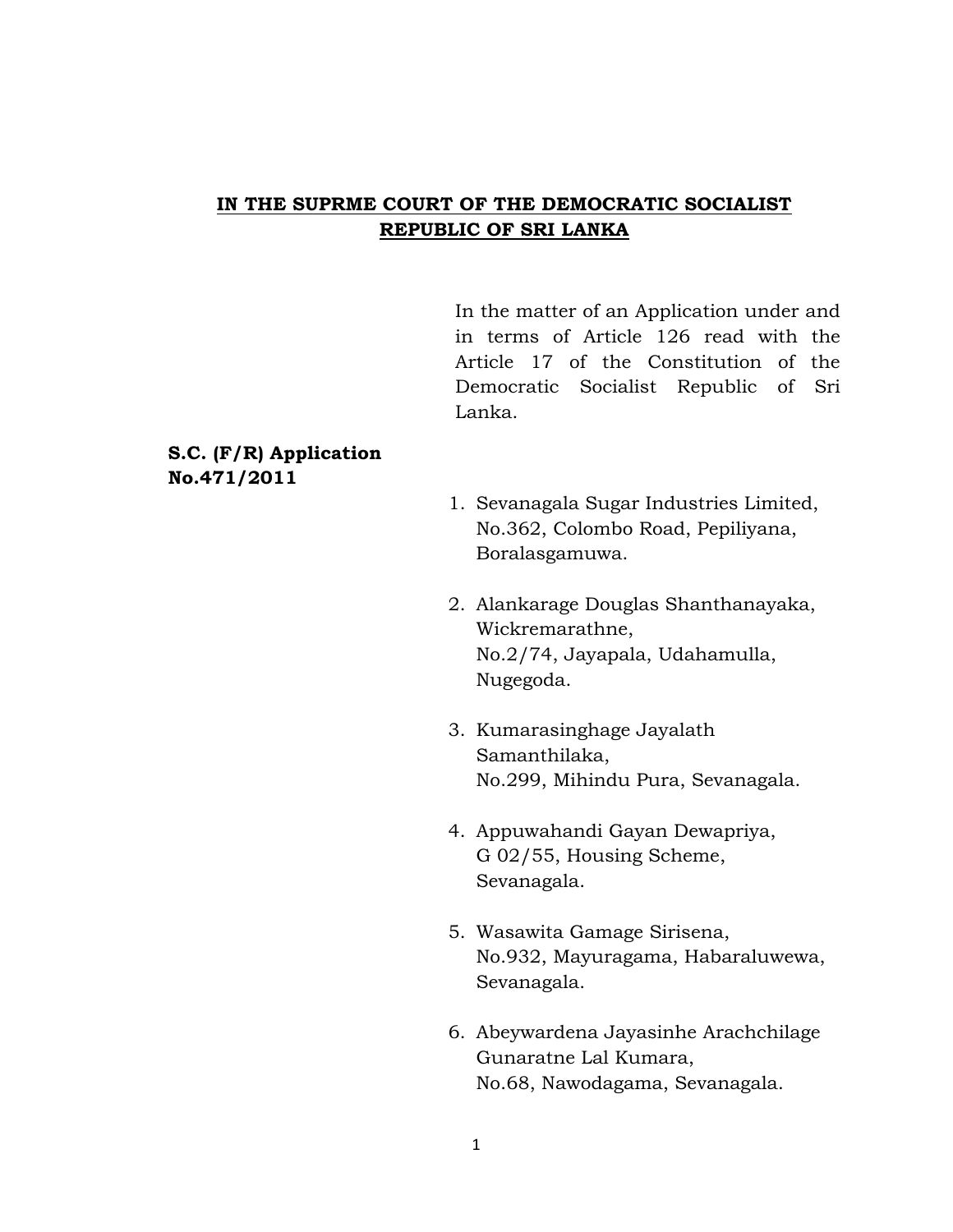**IN THE SUPRME COURT OF THE DEMOCRATIC SOCIALIST REPUBLIC OF SRI LANKA**

In the matter of an Application under and in terms of Article 126 read with the Article 17 of the Constitution of the Democratic Socialist Republic of Sri Lanka.

**S.C. (F/R) Application No.471/2011**

1. Sevanagala Sugar Industries Limited,
   No.362, Colombo Road, Pepiliyana,
   Boralasgamuwa.

2. Alankarage Douglas Shanthanayaka,
   Wickremarathne,
   No.2/74, Jayapala, Udahamulla,
   Nugegoda.

3. Kumarasinghage Jayalath
   Samanthilaka,
   No.299, Mihindu Pura, Sevanagala.

4. Appuwahandi Gayan Dewapriya,
   G 02/55, Housing Scheme,
   Sevanagala.

5. Wasawita Gamage Sirisena,
   No.932, Mayuragama, Habaraluwewa,
   Sevanagala.

6. Abeywardena Jayasinhe Arachchilage
   Gunaratne Lal Kumara,
   No.68, Nawodagama, Sevanagala.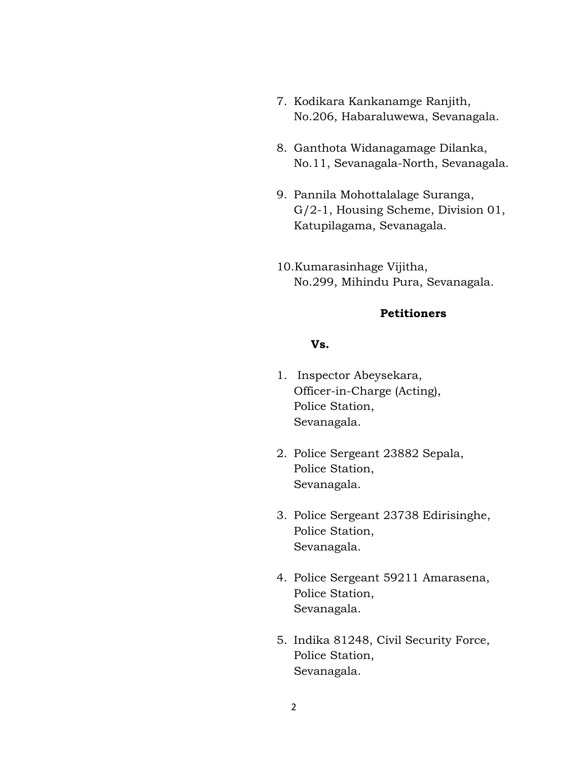7. Kodikara Kankanamge Ranjith,
   No.206, Habaraluwewa, Sevanagala.

8. Ganthota Widanagamage Dilanka,
   No.11, Sevanagala-North, Sevanagala.

9. Pannila Mohottalalage Suranga,
   G/2-1, Housing Scheme, Division 01,
   Katupilagama, Sevanagala.

10. Kumarasinhage Vijitha,
    No.299, Mihindu Pura, Sevanagala.

**Petitioners**

**Vs.**

1. Inspector Abeysekara,
   Officer-in-Charge (Acting),
   Police Station,
   Sevanagala.

2. Police Sergeant 23882 Sepala,
   Police Station,
   Sevanagala.

3. Police Sergeant 23738 Edirisinghe,
   Police Station,
   Sevanagala.

4. Police Sergeant 59211 Amarasena,
   Police Station,
   Sevanagala.

5. Indika 81248, Civil Security Force,
   Police Station,
   Sevanagala.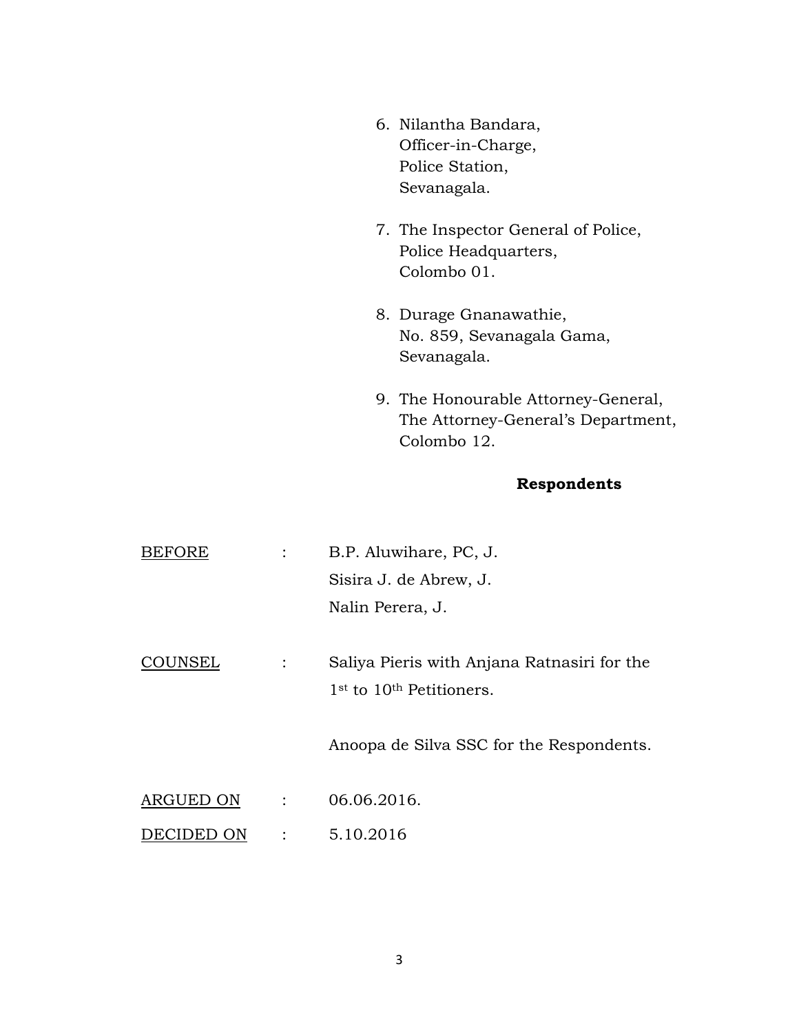6. Nilantha Bandara,
   Officer-in-Charge,
   Police Station,
   Sevanagala.

7. The Inspector General of Police,
   Police Headquarters,
   Colombo 01.

8. Durage Gnanawathie,
   No. 859, Sevanagala Gama,
   Sevanagala.

9. The Honourable Attorney-General,
   The Attorney-General's Department,
   Colombo 12.

**Respondents**

BEFORE : B.P. Aluwihare, PC, J.
Sisira J. de Abrew, J.
Nalin Perera, J.

COUNSEL : Saliya Pieris with Anjana Ratnasiri for the 1st to 10th Petitioners.

Anoopa de Silva SSC for the Respondents.

ARGUED ON : 06.06.2016.

DECIDED ON : 5.10.2016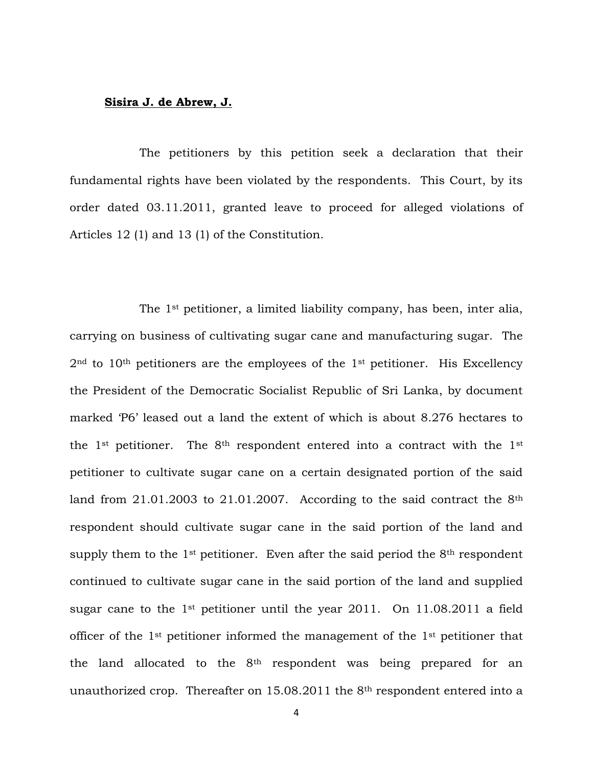**Sisira J. de Abrew, J.**

The petitioners by this petition seek a declaration that their fundamental rights have been violated by the respondents. This Court, by its order dated 03.11.2011, granted leave to proceed for alleged violations of Articles 12 (1) and 13 (1) of the Constitution.

The 1st petitioner, a limited liability company, has been, inter alia, carrying on business of cultivating sugar cane and manufacturing sugar. The 2nd to 10th petitioners are the employees of the 1st petitioner. His Excellency the President of the Democratic Socialist Republic of Sri Lanka, by document marked 'P6' leased out a land the extent of which is about 8.276 hectares to the 1st petitioner. The 8th respondent entered into a contract with the 1st petitioner to cultivate sugar cane on a certain designated portion of the said land from 21.01.2003 to 21.01.2007. According to the said contract the 8th respondent should cultivate sugar cane in the said portion of the land and supply them to the 1st petitioner. Even after the said period the 8th respondent continued to cultivate sugar cane in the said portion of the land and supplied sugar cane to the 1st petitioner until the year 2011. On 11.08.2011 a field officer of the 1st petitioner informed the management of the 1st petitioner that the land allocated to the 8th respondent was being prepared for an unauthorized crop. Thereafter on 15.08.2011 the 8th respondent entered into a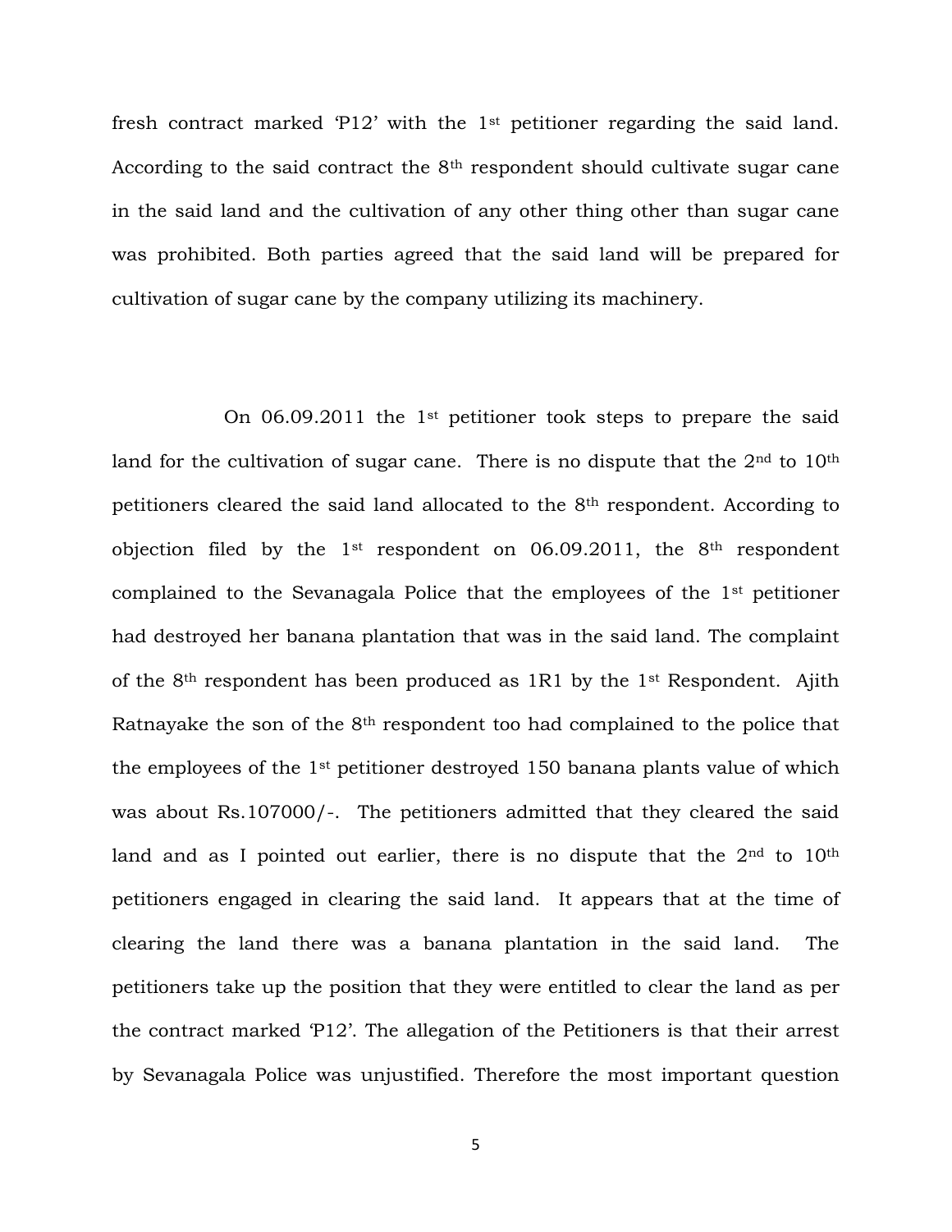fresh contract marked 'P12' with the 1st petitioner regarding the said land. According to the said contract the 8th respondent should cultivate sugar cane in the said land and the cultivation of any other thing other than sugar cane was prohibited. Both parties agreed that the said land will be prepared for cultivation of sugar cane by the company utilizing its machinery.

On 06.09.2011 the 1st petitioner took steps to prepare the said land for the cultivation of sugar cane. There is no dispute that the 2nd to 10th petitioners cleared the said land allocated to the 8th respondent. According to objection filed by the 1st respondent on 06.09.2011, the 8th respondent complained to the Sevanagala Police that the employees of the 1st petitioner had destroyed her banana plantation that was in the said land. The complaint of the 8th respondent has been produced as 1R1 by the 1st Respondent. Ajith Ratnayake the son of the 8th respondent too had complained to the police that the employees of the 1st petitioner destroyed 150 banana plants value of which was about Rs.107000/-. The petitioners admitted that they cleared the said land and as I pointed out earlier, there is no dispute that the 2nd to 10th petitioners engaged in clearing the said land. It appears that at the time of clearing the land there was a banana plantation in the said land. The petitioners take up the position that they were entitled to clear the land as per the contract marked 'P12'. The allegation of the Petitioners is that their arrest by Sevanagala Police was unjustified. Therefore the most important question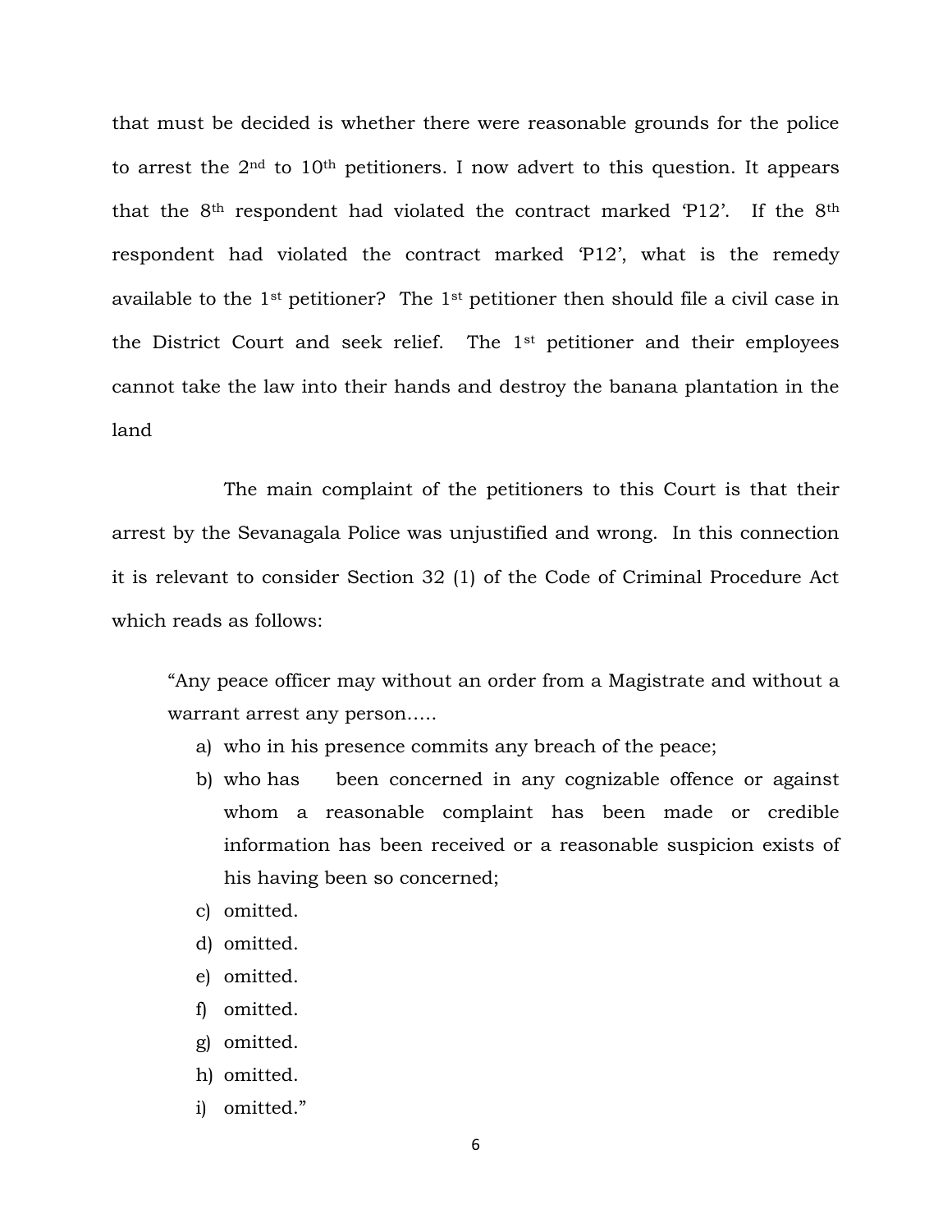that must be decided is whether there were reasonable grounds for the police to arrest the 2nd to 10th petitioners. I now advert to this question. It appears that the 8th respondent had violated the contract marked 'P12'. If the 8th respondent had violated the contract marked 'P12', what is the remedy available to the 1st petitioner? The 1st petitioner then should file a civil case in the District Court and seek relief. The 1st petitioner and their employees cannot take the law into their hands and destroy the banana plantation in the land

The main complaint of the petitioners to this Court is that their arrest by the Sevanagala Police was unjustified and wrong. In this connection it is relevant to consider Section 32 (1) of the Code of Criminal Procedure Act which reads as follows:

> "Any peace officer may without an order from a Magistrate and without a warrant arrest any person.....
>
> a) who in his presence commits any breach of the peace;
> b) who has been concerned in any cognizable offence or against whom a reasonable complaint has been made or credible information has been received or a reasonable suspicion exists of his having been so concerned;
> c) omitted.
> d) omitted.
> e) omitted.
> f) omitted.
> g) omitted.
> h) omitted.
> i) omitted."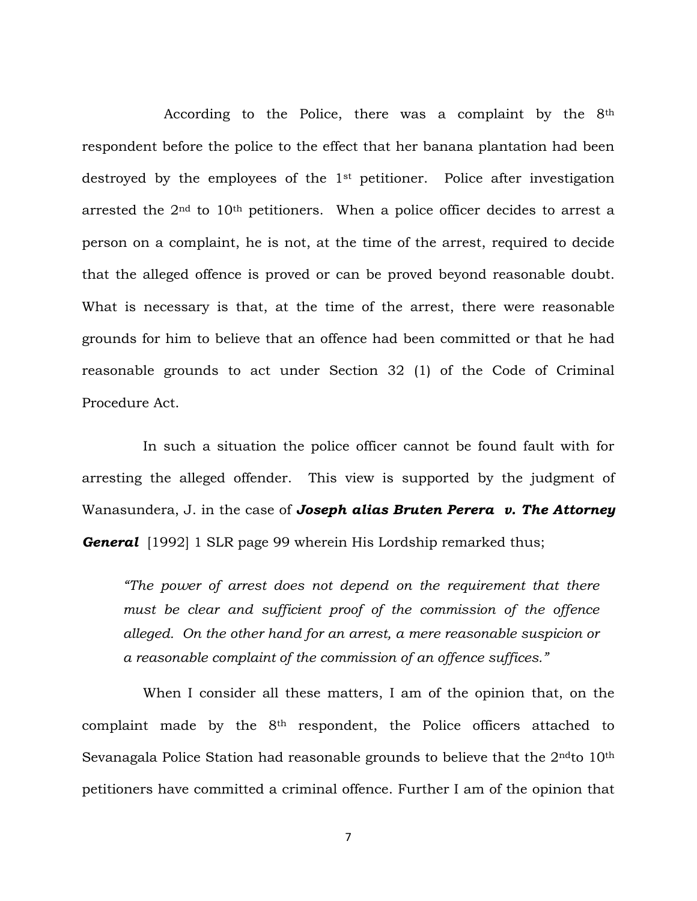According to the Police, there was a complaint by the 8th respondent before the police to the effect that her banana plantation had been destroyed by the employees of the 1st petitioner. Police after investigation arrested the 2nd to 10th petitioners. When a police officer decides to arrest a person on a complaint, he is not, at the time of the arrest, required to decide that the alleged offence is proved or can be proved beyond reasonable doubt. What is necessary is that, at the time of the arrest, there were reasonable grounds for him to believe that an offence had been committed or that he had reasonable grounds to act under Section 32 (1) of the Code of Criminal Procedure Act.

In such a situation the police officer cannot be found fault with for arresting the alleged offender. This view is supported by the judgment of Wanasundera, J. in the case of ***Joseph alias Bruten Perera v. The Attorney General*** [1992] 1 SLR page 99 wherein His Lordship remarked thus;

> *"The power of arrest does not depend on the requirement that there must be clear and sufficient proof of the commission of the offence alleged. On the other hand for an arrest, a mere reasonable suspicion or a reasonable complaint of the commission of an offence suffices."*

When I consider all these matters, I am of the opinion that, on the complaint made by the 8th respondent, the Police officers attached to Sevanagala Police Station had reasonable grounds to believe that the 2nd to 10th petitioners have committed a criminal offence. Further I am of the opinion that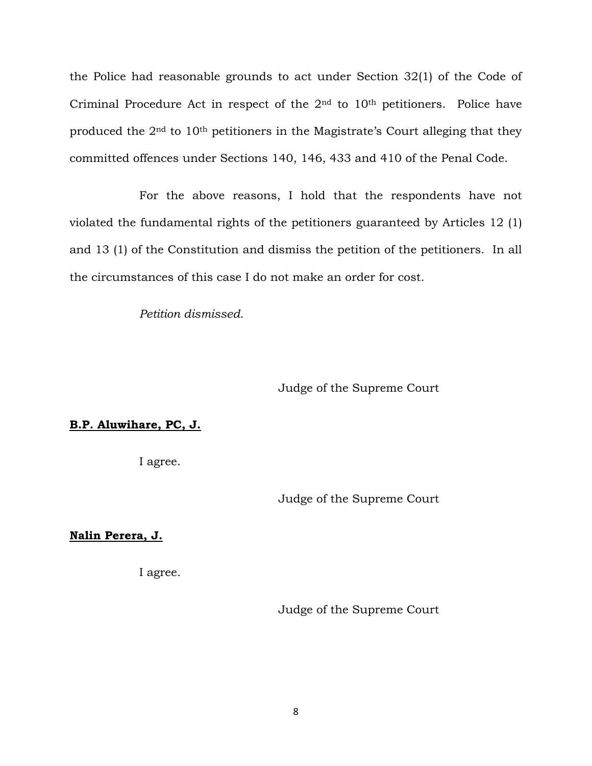the Police had reasonable grounds to act under Section 32(1) of the Code of Criminal Procedure Act in respect of the 2nd to 10th petitioners. Police have produced the 2nd to 10th petitioners in the Magistrate's Court alleging that they committed offences under Sections 140, 146, 433 and 410 of the Penal Code.

For the above reasons, I hold that the respondents have not violated the fundamental rights of the petitioners guaranteed by Articles 12 (1) and 13 (1) of the Constitution and dismiss the petition of the petitioners. In all the circumstances of this case I do not make an order for cost.

*Petition dismissed.*

Judge of the Supreme Court

**B.P. Aluwihare, PC, J.**

I agree.

Judge of the Supreme Court

**Nalin Perera, J.**

I agree.

Judge of the Supreme Court